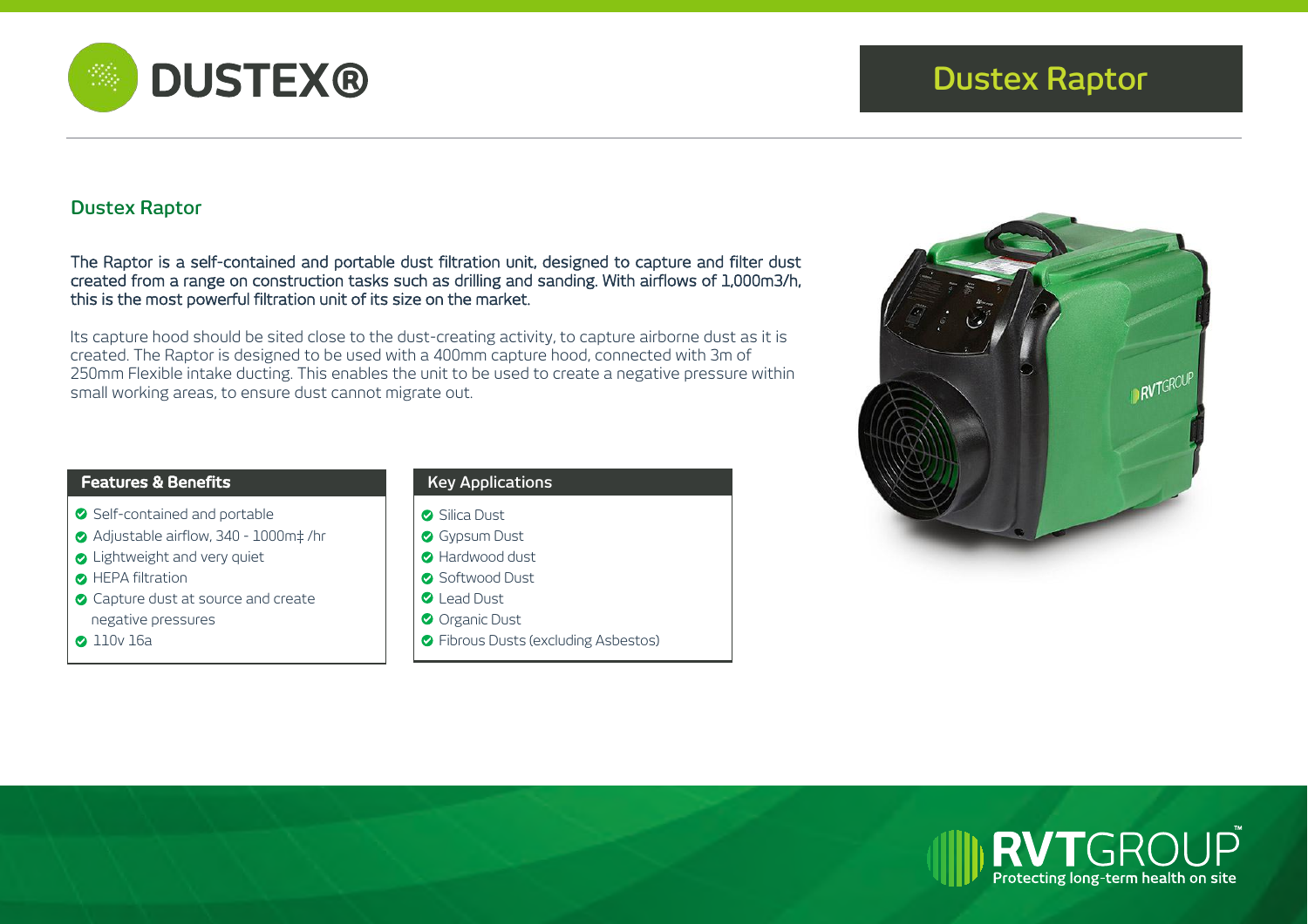# Dustex Raptor

## Dustex Raptor

The Raptor is a self-contained and portable dust filtration unit, designed to capture and filter dust created from a range on construction tasks such as drilling and sanding. With airflows of 1,000m3/h, this is the most powerful filtration unit of its size on the market.

Its capture hood should be sited close to the dust-creating activity, to capture airborne dust as it is created. The Raptor is designed to be used with a 400mm capture hood, connected with 3m of 250mm Flexible intake ducting. This enables the unit to be used to create a negative pressure within small working areas, to ensure dust cannot migrate out.

### Features & Benefits

- Self-contained and portable
- Adjustable airflow, 340 - 1000m‡ /hr
- Lightweight and very quiet
- HEPA filtration
- Capture dust at source and create negative pressures
- 110v 16a

### Key Applications

- Silica Dust
- Gypsum Dust
- Hardwood dust
- Softwood Dust
- Lead Dust
- Organic Dust
- Fibrous Dusts (excluding Asbestos)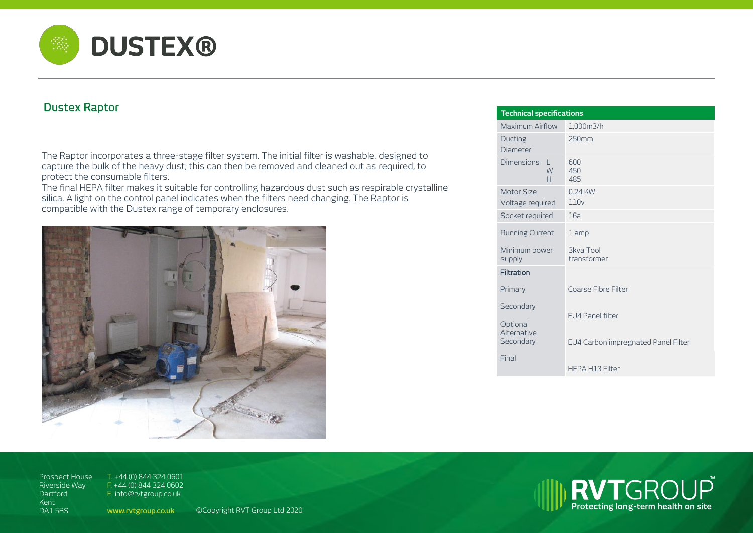# DUSTEX®

## Dustex Raptor

The Raptor incorporates a three-stage filter system. The initial filter is washable, designed to capture the bulk of the heavy dust; this can then be removed and cleaned out as required, to protect the consumable filters.
The final HEPA filter makes it suitable for controlling hazardous dust such as respirable crystalline silica. A light on the control panel indicates when the filters need changing. The Raptor is compatible with the Dustex range of temporary enclosures.

| Technical specifications | |
|---|---|
| Maximum Airflow | 1,000m3/h |
| Ducting Diameter | 250mm |
| Dimensions L W H | 600 450 485 |
| Motor Size | 0.24 KW |
| Voltage required | 110v |
| Socket required | 16a |
| Running Current | 1 amp |
| Minimum power supply | 3kva Tool transformer |
| **Filtration** | |
| Primary | Coarse Fibre Filter |
| Secondary | EU4 Panel filter |
| Optional Alternative Secondary | EU4 Carbon impregnated Panel Filter |
| Final | HEPA H13 Filter |

Prospect House
Riverside Way
Dartford
Kent
DA1 5BS

T. +44 (0) 844 324 0601
F. +44 (0) 844 324 0602
E. info@rvtgroup.co.uk

www.rvtgroup.co.uk

©Copyright RVT Group Ltd 2020

RVTGROUP™ Protecting long-term health on site